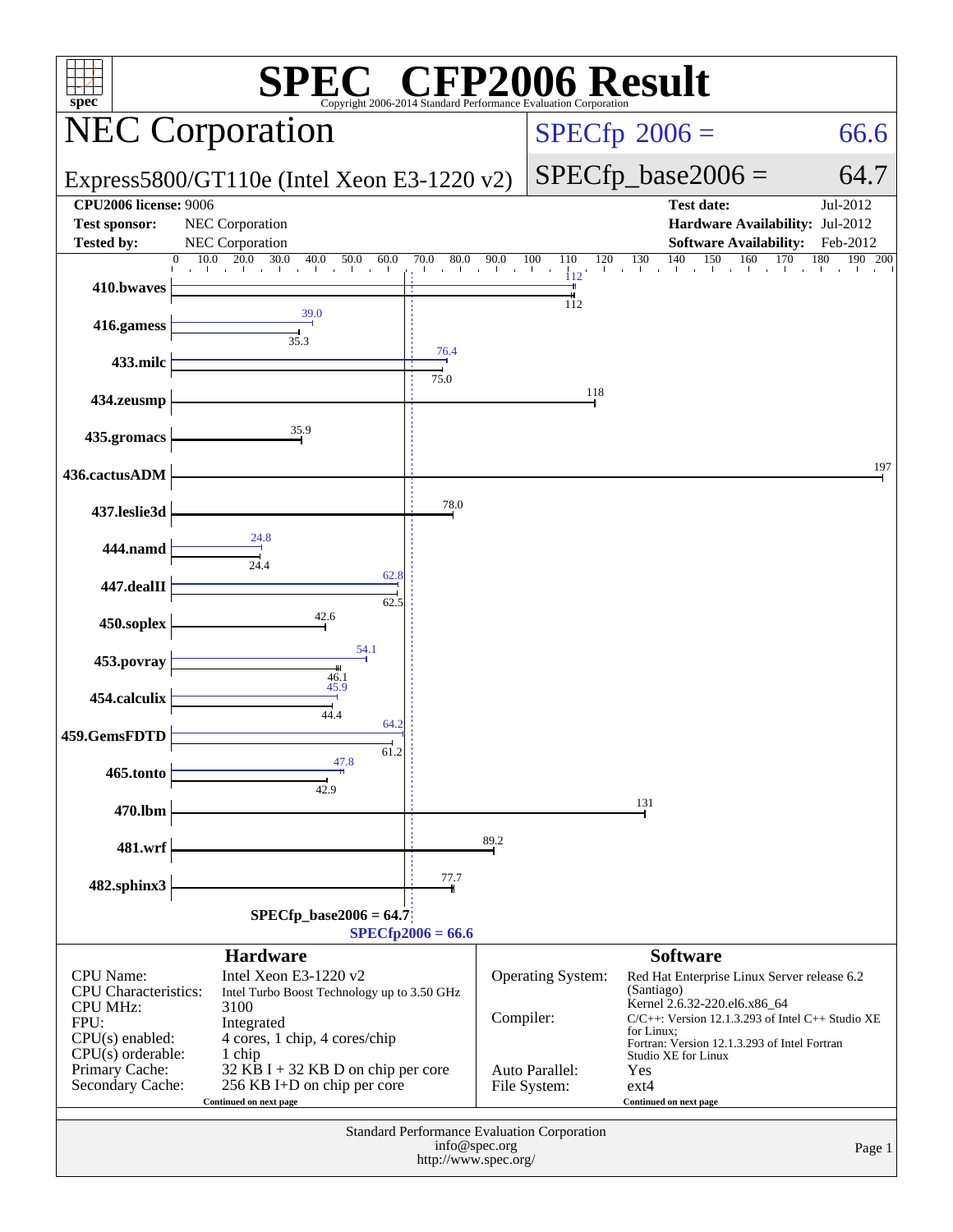# SPEC CFP2006 Result

Copyright 2006-2014 Standard Performance Evaluation Corporation

## NEC Corporation

**Express5800/GT110e (Intel Xeon E3-1220 v2)**

SPECfp 2006 = 66.6

SPECfp_base2006 = 64.7

| | | | |
|---|---|---|---|
| **CPU2006 license:** 9006 | | **Test date:** | Jul-2012 |
| **Test sponsor:** | NEC Corporation | **Hardware Availability:** | Jul-2012 |
| **Tested by:** | NEC Corporation | **Software Availability:** | Feb-2012 |

| Benchmark | Peak | Base |
|---|---|---|
| 410.bwaves | 112 | 112 |
| 416.gamess | 39.0 | 35.3 |
| 433.milc | 76.4 | 75.0 |
| 434.zeusmp | | 118 |
| 435.gromacs | | 35.9 |
| 436.cactusADM | | 197 |
| 437.leslie3d | | 78.0 |
| 444.namd | 24.8 | 24.4 |
| 447.dealII | 62.8 | 62.5 |
| 450.soplex | | 42.6 |
| 453.povray | 54.1 | 46.1 |
| 454.calculix | 45.9 | 44.4 |
| 459.GemsFDTD | 64.2 | 61.2 |
| 465.tonto | 47.8 | 42.9 |
| 470.lbm | | 131 |
| 481.wrf | | 89.2 |
| 482.sphinx3 | | 77.7 |

SPECfp_base2006 = 64.7

SPECfp2006 = 66.6

### Hardware

| | |
|---|---|
| CPU Name: | Intel Xeon E3-1220 v2 |
| CPU Characteristics: | Intel Turbo Boost Technology up to 3.50 GHz |
| CPU MHz: | 3100 |
| FPU: | Integrated |
| CPU(s) enabled: | 4 cores, 1 chip, 4 cores/chip |
| CPU(s) orderable: | 1 chip |
| Primary Cache: | 32 KB I + 32 KB D on chip per core |
| Secondary Cache: | 256 KB I+D on chip per core |

Continued on next page

### Software

| | |
|---|---|
| Operating System: | Red Hat Enterprise Linux Server release 6.2 (Santiago) Kernel 2.6.32-220.el6.x86_64 |
| Compiler: | C/C++: Version 12.1.3.293 of Intel C++ Studio XE for Linux; Fortran: Version 12.1.3.293 of Intel Fortran Studio XE for Linux |
| Auto Parallel: | Yes |
| File System: | ext4 |

Continued on next page

Standard Performance Evaluation Corporation
info@spec.org
http://www.spec.org/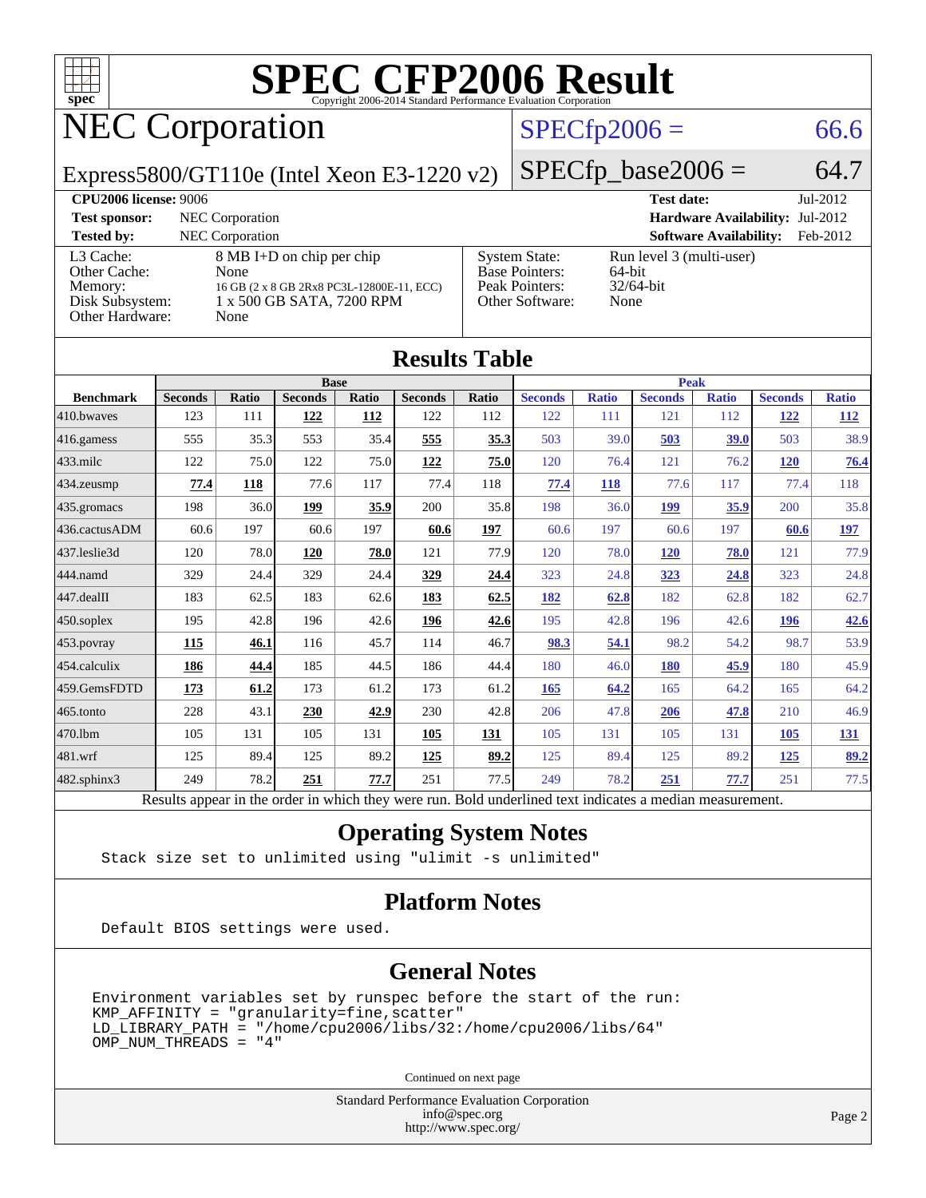# SPEC CFP2006 Result

Copyright 2006-2014 Standard Performance Evaluation Corporation

## NEC Corporation

Express5800/GT110e (Intel Xeon E3-1220 v2)

SPECfp2006 = 66.6

SPECfp_base2006 = 64.7

**CPU2006 license:** 9006
**Test sponsor:** NEC Corporation
**Tested by:** NEC Corporation

**Test date:** Jul-2012
**Hardware Availability:** Jul-2012
**Software Availability:** Feb-2012

| | |
|---|---|
| L3 Cache: | 8 MB I+D on chip per chip |
| Other Cache: | None |
| Memory: | 16 GB (2 x 8 GB 2Rx8 PC3L-12800E-11, ECC) |
| Disk Subsystem: | 1 x 500 GB SATA, 7200 RPM |
| Other Hardware: | None |

| | |
|---|---|
| System State: | Run level 3 (multi-user) |
| Base Pointers: | 64-bit |
| Peak Pointers: | 32/64-bit |
| Other Software: | None |

## Results Table

| | Base | | | | | | Peak | | | | | |
|---|---|---|---|---|---|---|---|---|---|---|---|---|
| **Benchmark** | **Seconds** | **Ratio** | **Seconds** | **Ratio** | **Seconds** | **Ratio** | **Seconds** | **Ratio** | **Seconds** | **Ratio** | **Seconds** | **Ratio** |
| 410.bwaves | 123 | 111 | **122** | **112** | 122 | 112 | 122 | 111 | 121 | 112 | **122** | **112** |
| 416.gamess | 555 | 35.3 | 553 | 35.4 | **555** | **35.3** | 503 | 39.0 | **503** | **39.0** | 503 | 38.9 |
| 433.milc | 122 | 75.0 | 122 | 75.0 | **122** | **75.0** | 120 | 76.4 | 121 | 76.2 | **120** | **76.4** |
| 434.zeusmp | **77.4** | **118** | 77.6 | 117 | 77.4 | 118 | **77.4** | **118** | 77.6 | 117 | 77.4 | 118 |
| 435.gromacs | 198 | 36.0 | **199** | **35.9** | 200 | 35.8 | 198 | 36.0 | **199** | **35.9** | 200 | 35.8 |
| 436.cactusADM | 60.6 | 197 | 60.6 | 197 | **60.6** | **197** | 60.6 | 197 | 60.6 | 197 | **60.6** | **197** |
| 437.leslie3d | 120 | 78.0 | **120** | **78.0** | 121 | 77.9 | 120 | 78.0 | **120** | **78.0** | 121 | 77.9 |
| 444.namd | 329 | 24.4 | 329 | 24.4 | **329** | **24.4** | 323 | 24.8 | **323** | **24.8** | 323 | 24.8 |
| 447.dealII | 183 | 62.5 | 183 | 62.6 | **183** | **62.5** | **182** | **62.8** | 182 | 62.8 | 182 | 62.7 |
| 450.soplex | 195 | 42.8 | 196 | 42.6 | **196** | **42.6** | 195 | 42.8 | 196 | 42.6 | **196** | **42.6** |
| 453.povray | **115** | **46.1** | 116 | 45.7 | 114 | 46.7 | **98.3** | **54.1** | 98.2 | 54.2 | 98.7 | 53.9 |
| 454.calculix | **186** | **44.4** | 185 | 44.5 | 186 | 44.4 | 180 | 46.0 | **180** | **45.9** | 180 | 45.9 |
| 459.GemsFDTD | **173** | **61.2** | 173 | 61.2 | 173 | 61.2 | **165** | **64.2** | 165 | 64.2 | 165 | 64.2 |
| 465.tonto | 228 | 43.1 | **230** | **42.9** | 230 | 42.8 | 206 | 47.8 | **206** | **47.8** | 210 | 46.9 |
| 470.lbm | 105 | 131 | 105 | 131 | **105** | **131** | 105 | 131 | 105 | 131 | **105** | **131** |
| 481.wrf | 125 | 89.4 | 125 | 89.2 | **125** | **89.2** | 125 | 89.4 | 125 | 89.2 | **125** | **89.2** |
| 482.sphinx3 | 249 | 78.2 | **251** | **77.7** | 251 | 77.5 | 249 | 78.2 | **251** | **77.7** | 251 | 77.5 |

Results appear in the order in which they were run. Bold underlined text indicates a median measurement.

## Operating System Notes

```
Stack size set to unlimited using "ulimit -s unlimited"
```

## Platform Notes

```
Default BIOS settings were used.
```

## General Notes

```
Environment variables set by runspec before the start of the run:
KMP_AFFINITY = "granularity=fine,scatter"
LD_LIBRARY_PATH = "/home/cpu2006/libs/32:/home/cpu2006/libs/64"
OMP_NUM_THREADS = "4"
```

Continued on next page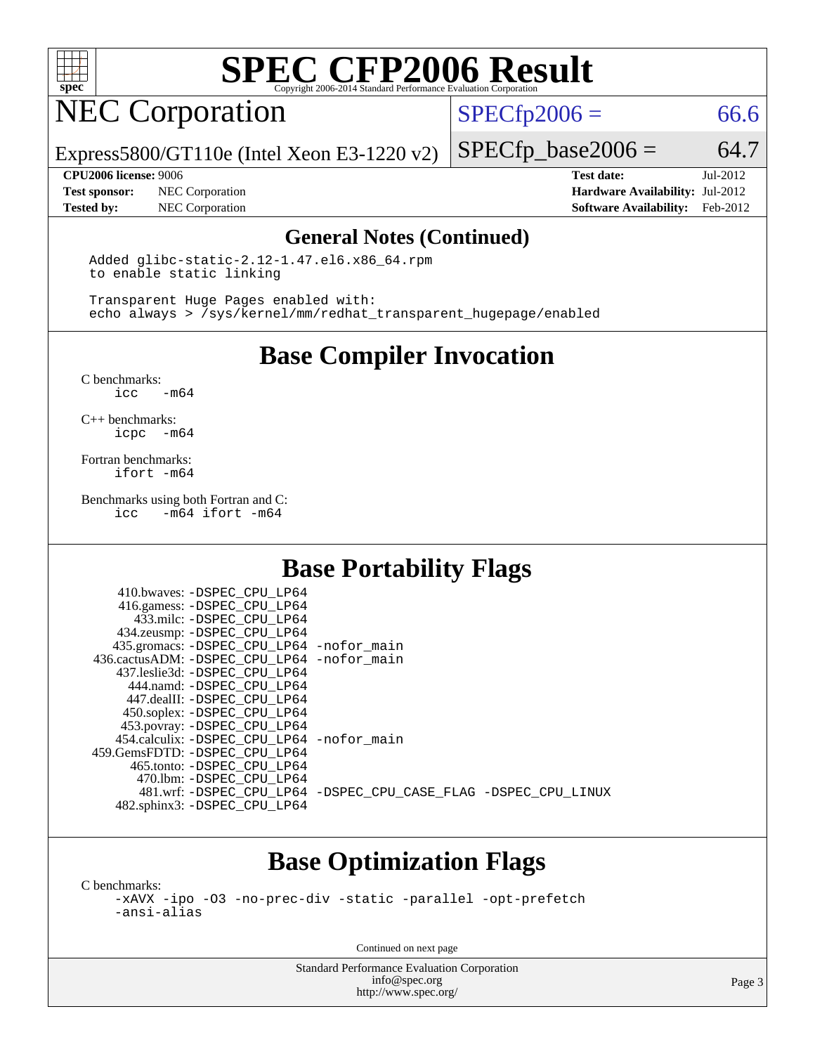# SPEC CFP2006 Result

Copyright 2006-2014 Standard Performance Evaluation Corporation

## NEC Corporation

Express5800/GT110e (Intel Xeon E3-1220 v2)

SPECfp2006 = 66.6

SPECfp_base2006 = 64.7

**CPU2006 license:** 9006
**Test sponsor:** NEC Corporation
**Tested by:** NEC Corporation

**Test date:** Jul-2012
**Hardware Availability:** Jul-2012
**Software Availability:** Feb-2012

### General Notes (Continued)

```
Added glibc-static-2.12-1.47.el6.x86_64.rpm
to enable static linking

Transparent Huge Pages enabled with:
echo always > /sys/kernel/mm/redhat_transparent_hugepage/enabled
```

## Base Compiler Invocation

C benchmarks:
```
icc  -m64
```

C++ benchmarks:
```
icpc -m64
```

Fortran benchmarks:
```
ifort -m64
```

Benchmarks using both Fortran and C:
```
icc  -m64 ifort -m64
```

## Base Portability Flags

| Benchmark | Flags |
|---|---|
| 410.bwaves: | -DSPEC_CPU_LP64 |
| 416.gamess: | -DSPEC_CPU_LP64 |
| 433.milc: | -DSPEC_CPU_LP64 |
| 434.zeusmp: | -DSPEC_CPU_LP64 |
| 435.gromacs: | -DSPEC_CPU_LP64 -nofor_main |
| 436.cactusADM: | -DSPEC_CPU_LP64 -nofor_main |
| 437.leslie3d: | -DSPEC_CPU_LP64 |
| 444.namd: | -DSPEC_CPU_LP64 |
| 447.dealII: | -DSPEC_CPU_LP64 |
| 450.soplex: | -DSPEC_CPU_LP64 |
| 453.povray: | -DSPEC_CPU_LP64 |
| 454.calculix: | -DSPEC_CPU_LP64 -nofor_main |
| 459.GemsFDTD: | -DSPEC_CPU_LP64 |
| 465.tonto: | -DSPEC_CPU_LP64 |
| 470.lbm: | -DSPEC_CPU_LP64 |
| 481.wrf: | -DSPEC_CPU_LP64 -DSPEC_CPU_CASE_FLAG -DSPEC_CPU_LINUX |
| 482.sphinx3: | -DSPEC_CPU_LP64 |

## Base Optimization Flags

C benchmarks:
```
-xAVX -ipo -O3 -no-prec-div -static -parallel -opt-prefetch
-ansi-alias
```

Continued on next page

Standard Performance Evaluation Corporation
info@spec.org
http://www.spec.org/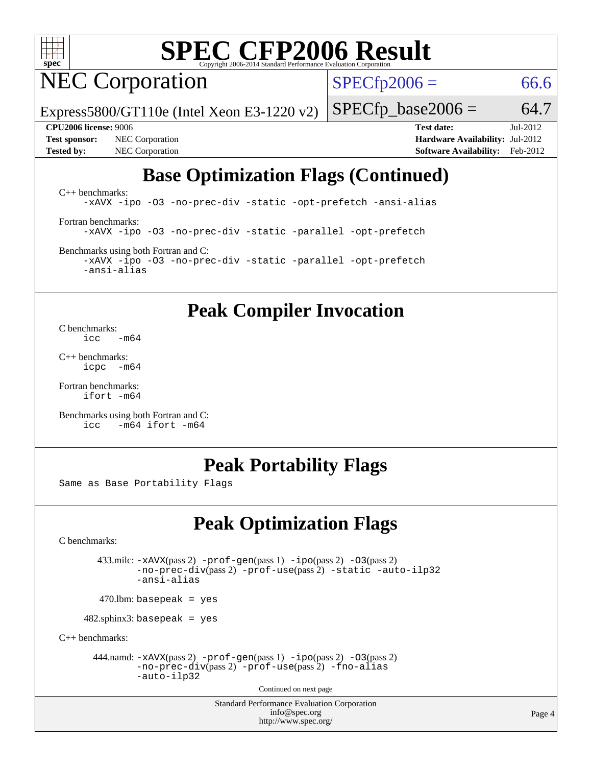# Base Optimization Flags (Continued)

C++ benchmarks:

```
-xAVX -ipo -O3 -no-prec-div -static -opt-prefetch -ansi-alias
```

Fortran benchmarks:

```
-xAVX -ipo -O3 -no-prec-div -static -parallel -opt-prefetch
```

Benchmarks using both Fortran and C:

```
-xAVX -ipo -O3 -no-prec-div -static -parallel -opt-prefetch
-ansi-alias
```

# Peak Compiler Invocation

C benchmarks:

```
icc   -m64
```

C++ benchmarks:

```
icpc  -m64
```

Fortran benchmarks:

```
ifort -m64
```

Benchmarks using both Fortran and C:

```
icc   -m64 ifort -m64
```

# Peak Portability Flags

Same as Base Portability Flags

# Peak Optimization Flags

C benchmarks:

433.milc: -xAVX(pass 2) -prof-gen(pass 1) -ipo(pass 2) -O3(pass 2) -no-prec-div(pass 2) -prof-use(pass 2) -static -auto-ilp32 -ansi-alias

470.lbm: basepeak = yes

482.sphinx3: basepeak = yes

C++ benchmarks:

444.namd: -xAVX(pass 2) -prof-gen(pass 1) -ipo(pass 2) -O3(pass 2) -no-prec-div(pass 2) -prof-use(pass 2) -fno-alias -auto-ilp32

Continued on next page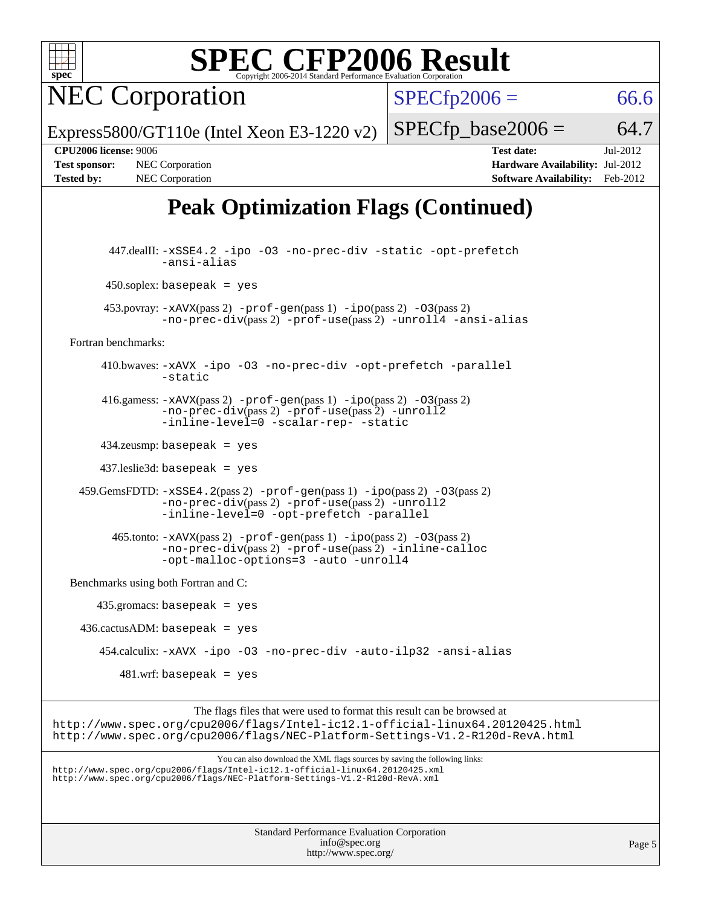# SPEC CFP2006 Result

Copyright 2006-2014 Standard Performance Evaluation Corporation

## NEC Corporation

Express5800/GT110e (Intel Xeon E3-1220 v2)

SPECfp2006 = 66.6

SPECfp_base2006 = 64.7

**CPU2006 license:** 9006
**Test sponsor:** NEC Corporation
**Tested by:** NEC Corporation

**Test date:** Jul-2012
**Hardware Availability:** Jul-2012
**Software Availability:** Feb-2012

## Peak Optimization Flags (Continued)

447.dealII: -xSSE4.2 -ipo -O3 -no-prec-div -static -opt-prefetch -ansi-alias

450.soplex: basepeak = yes

453.povray: -xAVX(pass 2) -prof-gen(pass 1) -ipo(pass 2) -O3(pass 2) -no-prec-div(pass 2) -prof-use(pass 2) -unroll4 -ansi-alias

Fortran benchmarks:

410.bwaves: -xAVX -ipo -O3 -no-prec-div -opt-prefetch -parallel -static

416.gamess: -xAVX(pass 2) -prof-gen(pass 1) -ipo(pass 2) -O3(pass 2) -no-prec-div(pass 2) -prof-use(pass 2) -unroll2 -inline-level=0 -scalar-rep- -static

434.zeusmp: basepeak = yes

437.leslie3d: basepeak = yes

459.GemsFDTD: -xSSE4.2(pass 2) -prof-gen(pass 1) -ipo(pass 2) -O3(pass 2) -no-prec-div(pass 2) -prof-use(pass 2) -unroll2 -inline-level=0 -opt-prefetch -parallel

465.tonto: -xAVX(pass 2) -prof-gen(pass 1) -ipo(pass 2) -O3(pass 2) -no-prec-div(pass 2) -prof-use(pass 2) -inline-calloc -opt-malloc-options=3 -auto -unroll4

Benchmarks using both Fortran and C:

435.gromacs: basepeak = yes

436.cactusADM: basepeak = yes

454.calculix: -xAVX -ipo -O3 -no-prec-div -auto-ilp32 -ansi-alias

481.wrf: basepeak = yes

The flags files that were used to format this result can be browsed at
http://www.spec.org/cpu2006/flags/Intel-ic12.1-official-linux64.20120425.html
http://www.spec.org/cpu2006/flags/NEC-Platform-Settings-V1.2-R120d-RevA.html

You can also download the XML flags sources by saving the following links:
http://www.spec.org/cpu2006/flags/Intel-ic12.1-official-linux64.20120425.xml
http://www.spec.org/cpu2006/flags/NEC-Platform-Settings-V1.2-R120d-RevA.xml

Standard Performance Evaluation Corporation
info@spec.org
http://www.spec.org/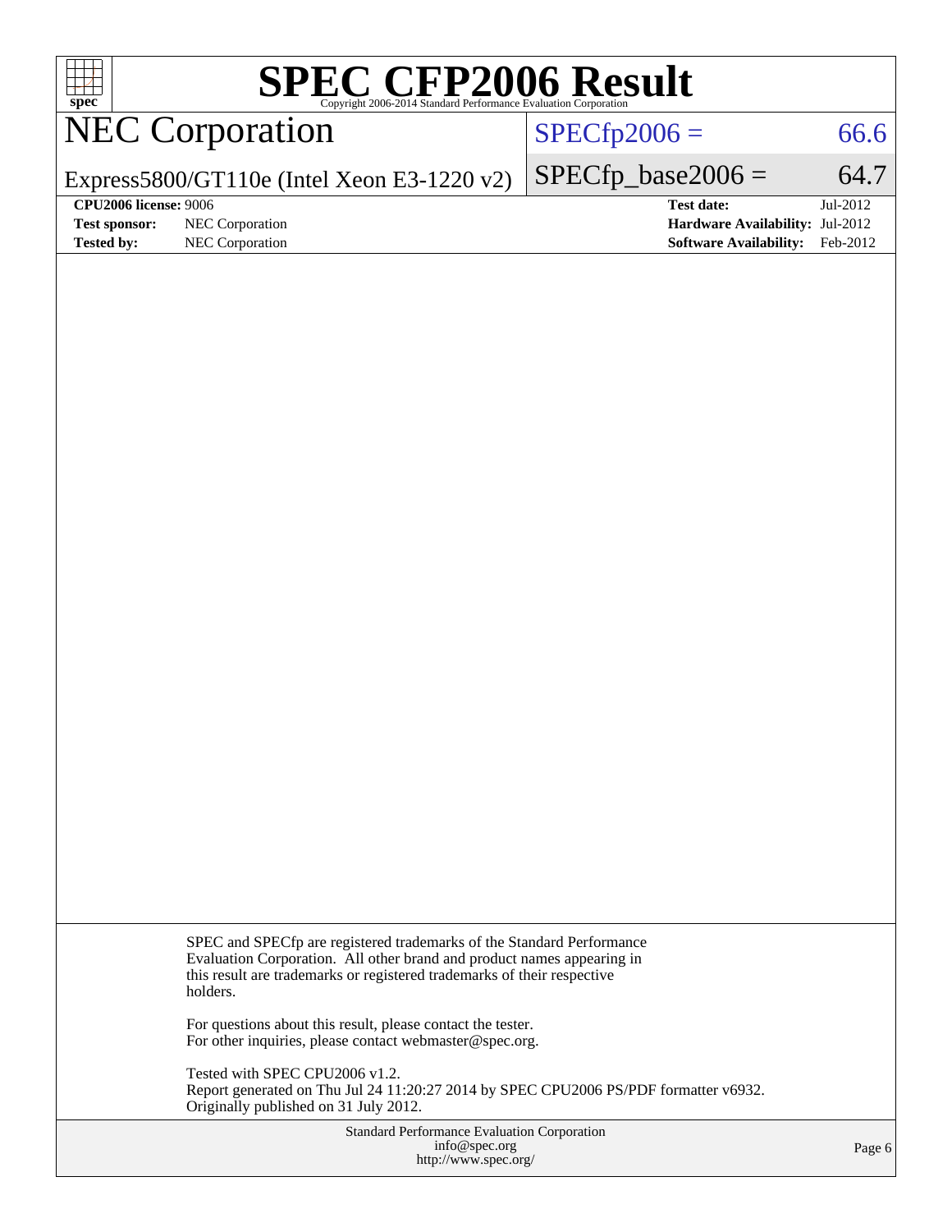SPEC and SPECfp are registered trademarks of the Standard Performance Evaluation Corporation. All other brand and product names appearing in this result are trademarks or registered trademarks of their respective holders.

For questions about this result, please contact the tester.
For other inquiries, please contact webmaster@spec.org.

Tested with SPEC CPU2006 v1.2.
Report generated on Thu Jul 24 11:20:27 2014 by SPEC CPU2006 PS/PDF formatter v6932.
Originally published on 31 July 2012.